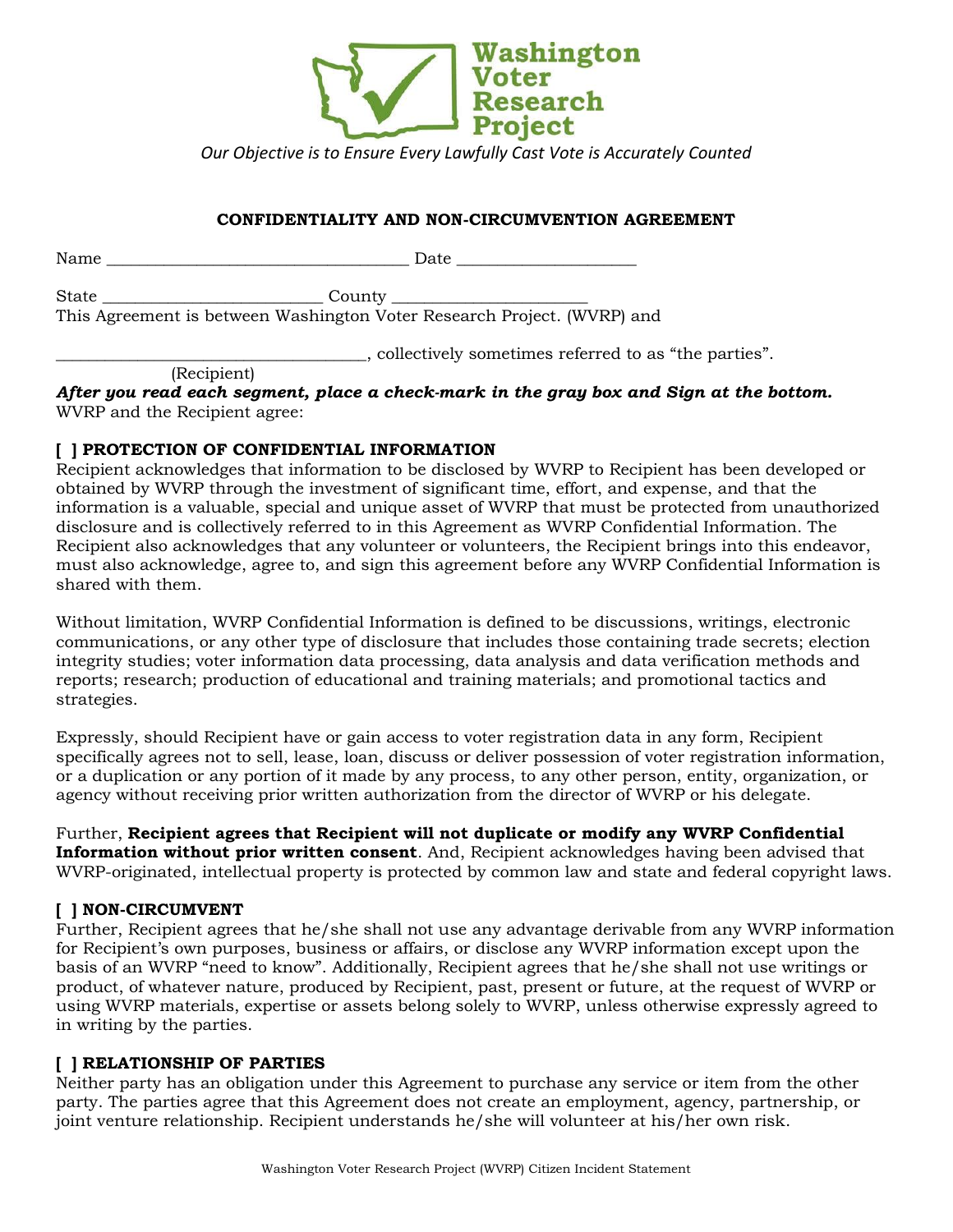**Washington Voter Research Project**

*Our Objective is to Ensure Every Lawfully Cast Vote is Accurately Counted*

## CONFIDENTIALITY AND NON-CIRCUMVENTION AGREEMENT

Name ___________________________________ Date _____________________

State _________________________ County ______________________

This Agreement is between Washington Voter Research Project. (WVRP) and

____________________________________, collectively sometimes referred to as "the parties".
(Recipient)

***After you read each segment, place a check-mark in the gray box and Sign at the bottom.***

WVRP and the Recipient agree:

**[ ] PROTECTION OF CONFIDENTIAL INFORMATION**

Recipient acknowledges that information to be disclosed by WVRP to Recipient has been developed or obtained by WVRP through the investment of significant time, effort, and expense, and that the information is a valuable, special and unique asset of WVRP that must be protected from unauthorized disclosure and is collectively referred to in this Agreement as WVRP Confidential Information. The Recipient also acknowledges that any volunteer or volunteers, the Recipient brings into this endeavor, must also acknowledge, agree to, and sign this agreement before any WVRP Confidential Information is shared with them.

Without limitation, WVRP Confidential Information is defined to be discussions, writings, electronic communications, or any other type of disclosure that includes those containing trade secrets; election integrity studies; voter information data processing, data analysis and data verification methods and reports; research; production of educational and training materials; and promotional tactics and strategies.

Expressly, should Recipient have or gain access to voter registration data in any form, Recipient specifically agrees not to sell, lease, loan, discuss or deliver possession of voter registration information, or a duplication or any portion of it made by any process, to any other person, entity, organization, or agency without receiving prior written authorization from the director of WVRP or his delegate.

Further, **Recipient agrees that Recipient will not duplicate or modify any WVRP Confidential Information without prior written consent**. And, Recipient acknowledges having been advised that WVRP-originated, intellectual property is protected by common law and state and federal copyright laws.

**[ ] NON-CIRCUMVENT**

Further, Recipient agrees that he/she shall not use any advantage derivable from any WVRP information for Recipient's own purposes, business or affairs, or disclose any WVRP information except upon the basis of an WVRP "need to know". Additionally, Recipient agrees that he/she shall not use writings or product, of whatever nature, produced by Recipient, past, present or future, at the request of WVRP or using WVRP materials, expertise or assets belong solely to WVRP, unless otherwise expressly agreed to in writing by the parties.

**[ ] RELATIONSHIP OF PARTIES**

Neither party has an obligation under this Agreement to purchase any service or item from the other party. The parties agree that this Agreement does not create an employment, agency, partnership, or joint venture relationship. Recipient understands he/she will volunteer at his/her own risk.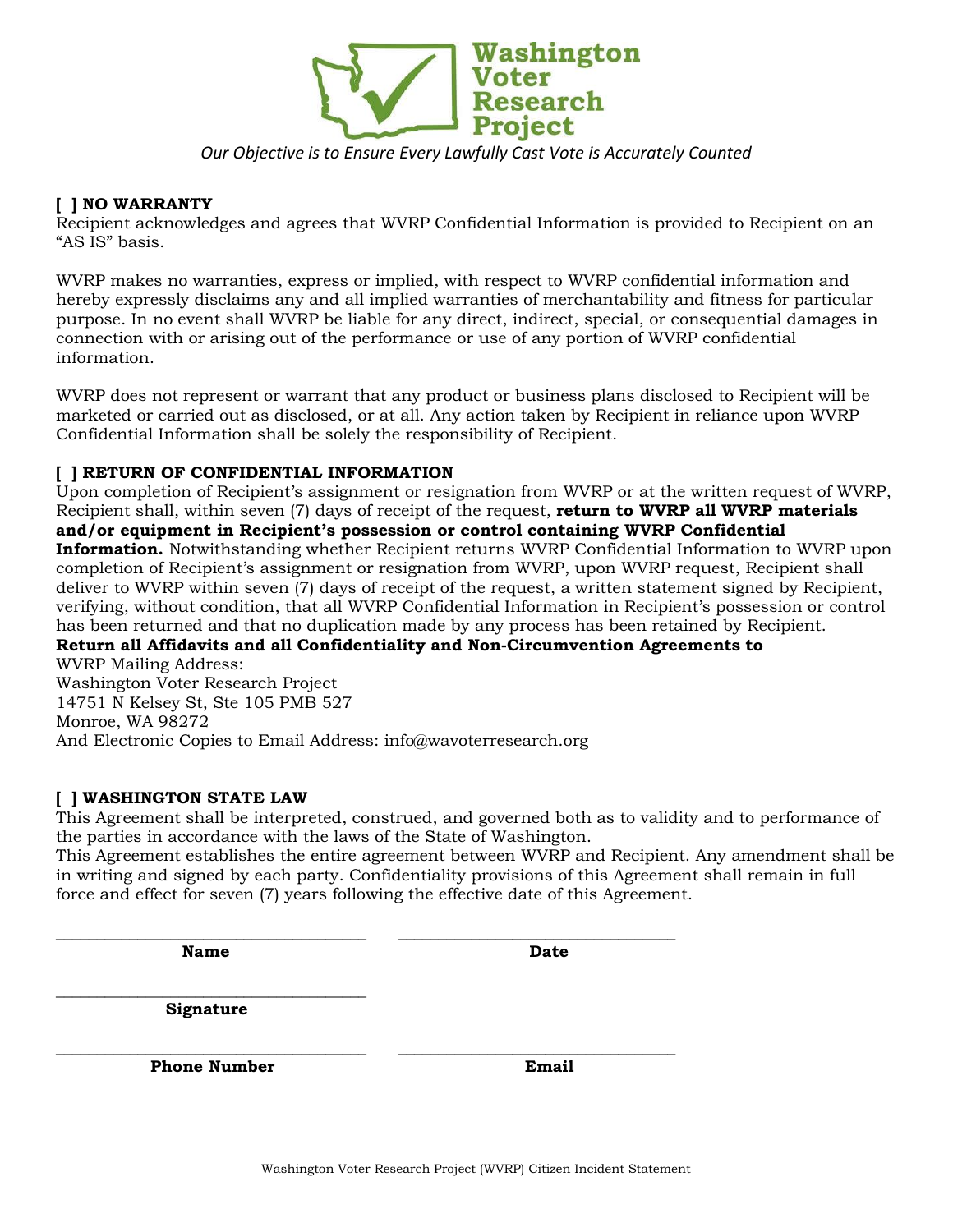Washington Voter Research Project

*Our Objective is to Ensure Every Lawfully Cast Vote is Accurately Counted*

**[ ] NO WARRANTY**

Recipient acknowledges and agrees that WVRP Confidential Information is provided to Recipient on an “AS IS” basis.

WVRP makes no warranties, express or implied, with respect to WVRP confidential information and hereby expressly disclaims any and all implied warranties of merchantability and fitness for particular purpose. In no event shall WVRP be liable for any direct, indirect, special, or consequential damages in connection with or arising out of the performance or use of any portion of WVRP confidential information.

WVRP does not represent or warrant that any product or business plans disclosed to Recipient will be marketed or carried out as disclosed, or at all. Any action taken by Recipient in reliance upon WVRP Confidential Information shall be solely the responsibility of Recipient.

**[ ] RETURN OF CONFIDENTIAL INFORMATION**

Upon completion of Recipient’s assignment or resignation from WVRP or at the written request of WVRP, Recipient shall, within seven (7) days of receipt of the request, **return to WVRP all WVRP materials and/or equipment in Recipient’s possession or control containing WVRP Confidential Information.** Notwithstanding whether Recipient returns WVRP Confidential Information to WVRP upon completion of Recipient’s assignment or resignation from WVRP, upon WVRP request, Recipient shall deliver to WVRP within seven (7) days of receipt of the request, a written statement signed by Recipient, verifying, without condition, that all WVRP Confidential Information in Recipient’s possession or control has been returned and that no duplication made by any process has been retained by Recipient.

**Return all Affidavits and all Confidentiality and Non-Circumvention Agreements to**

WVRP Mailing Address:
Washington Voter Research Project
14751 N Kelsey St, Ste 105 PMB 527
Monroe, WA 98272
And Electronic Copies to Email Address: info@wavoterresearch.org

**[ ] WASHINGTON STATE LAW**

This Agreement shall be interpreted, construed, and governed both as to validity and to performance of the parties in accordance with the laws of the State of Washington.
This Agreement establishes the entire agreement between WVRP and Recipient. Any amendment shall be in writing and signed by each party. Confidentiality provisions of this Agreement shall remain in full force and effect for seven (7) years following the effective date of this Agreement.

\_\_\_\_\_\_\_\_\_\_\_\_\_\_\_\_\_\_\_\_\_\_\_\_\_\_\_\_\_\_\_\_ **Name**

\_\_\_\_\_\_\_\_\_\_\_\_\_\_\_\_\_\_\_\_\_\_\_\_\_\_\_\_\_\_\_\_ **Date**

\_\_\_\_\_\_\_\_\_\_\_\_\_\_\_\_\_\_\_\_\_\_\_\_\_\_\_\_\_\_\_\_ **Signature**

\_\_\_\_\_\_\_\_\_\_\_\_\_\_\_\_\_\_\_\_\_\_\_\_\_\_\_\_\_\_\_\_ **Phone Number**

\_\_\_\_\_\_\_\_\_\_\_\_\_\_\_\_\_\_\_\_\_\_\_\_\_\_\_\_\_\_\_\_ **Email**

Washington Voter Research Project (WVRP) Citizen Incident Statement